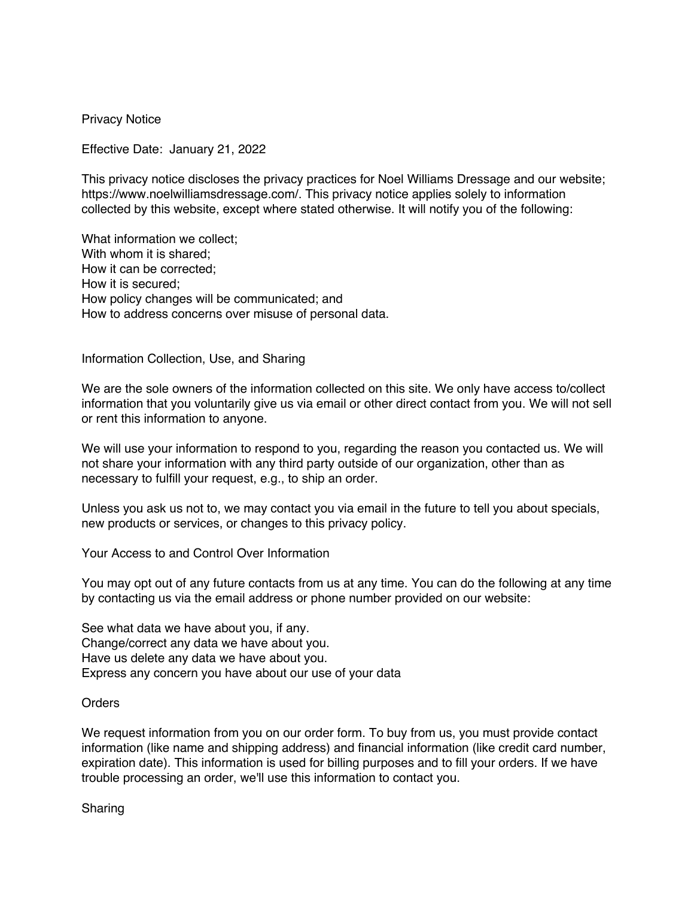# Privacy Notice

Effective Date: January 21, 2022

This privacy notice discloses the privacy practices for Noel Williams Dressage and our website; https://www.noelwilliamsdressage.com/. This privacy notice applies solely to information collected by this website, except where stated otherwise. It will notify you of the following:

What information we collect;
With whom it is shared;
How it can be corrected;
How it is secured;
How policy changes will be communicated; and
How to address concerns over misuse of personal data.

## Information Collection, Use, and Sharing

We are the sole owners of the information collected on this site. We only have access to/collect information that you voluntarily give us via email or other direct contact from you. We will not sell or rent this information to anyone.

We will use your information to respond to you, regarding the reason you contacted us. We will not share your information with any third party outside of our organization, other than as necessary to fulfill your request, e.g., to ship an order.

Unless you ask us not to, we may contact you via email in the future to tell you about specials, new products or services, or changes to this privacy policy.

## Your Access to and Control Over Information

You may opt out of any future contacts from us at any time. You can do the following at any time by contacting us via the email address or phone number provided on our website:

See what data we have about you, if any.
Change/correct any data we have about you.
Have us delete any data we have about you.
Express any concern you have about our use of your data

## Orders

We request information from you on our order form. To buy from us, you must provide contact information (like name and shipping address) and financial information (like credit card number, expiration date). This information is used for billing purposes and to fill your orders. If we have trouble processing an order, we'll use this information to contact you.

## Sharing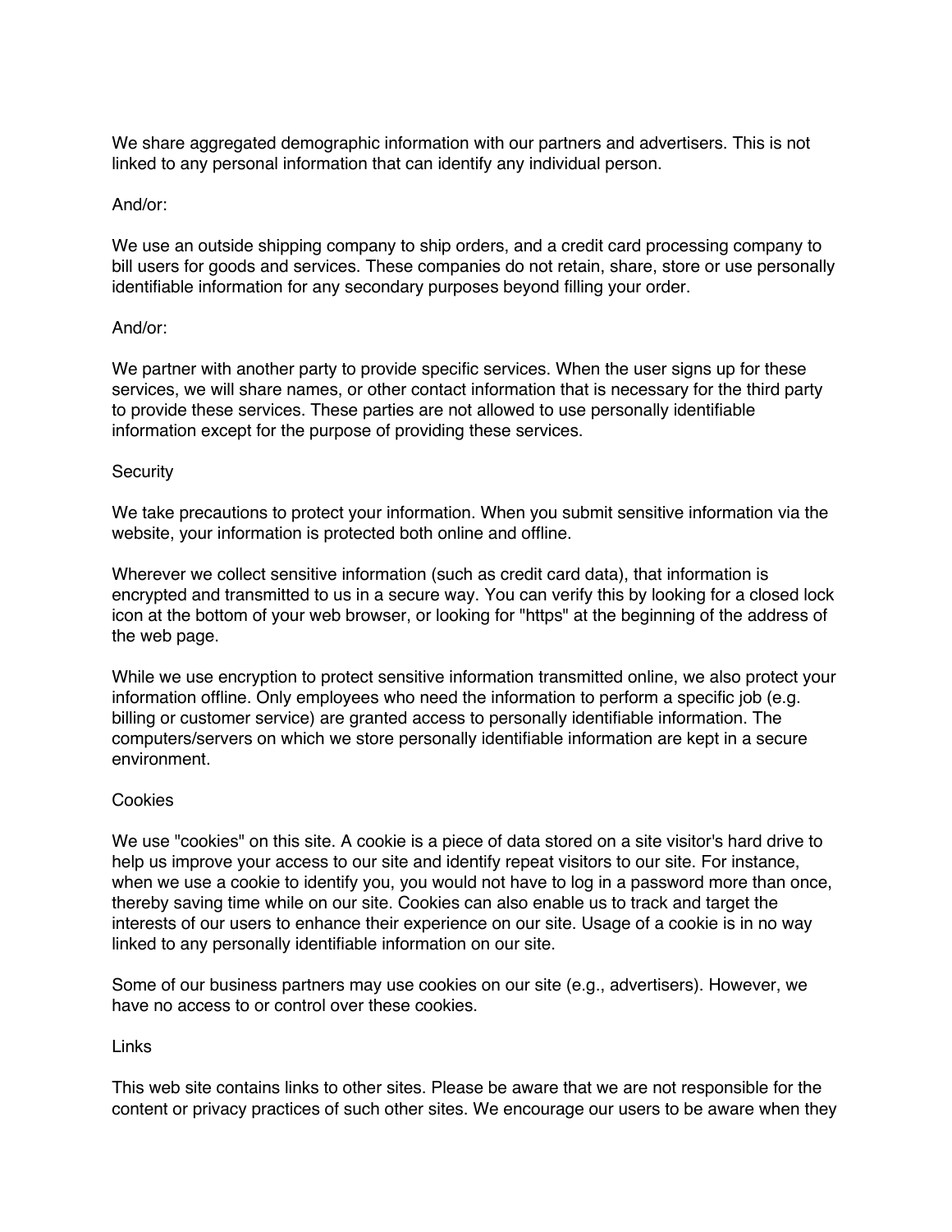We share aggregated demographic information with our partners and advertisers. This is not linked to any personal information that can identify any individual person.

And/or:

We use an outside shipping company to ship orders, and a credit card processing company to bill users for goods and services. These companies do not retain, share, store or use personally identifiable information for any secondary purposes beyond filling your order.

And/or:

We partner with another party to provide specific services. When the user signs up for these services, we will share names, or other contact information that is necessary for the third party to provide these services. These parties are not allowed to use personally identifiable information except for the purpose of providing these services.

## Security

We take precautions to protect your information. When you submit sensitive information via the website, your information is protected both online and offline.

Wherever we collect sensitive information (such as credit card data), that information is encrypted and transmitted to us in a secure way. You can verify this by looking for a closed lock icon at the bottom of your web browser, or looking for "https" at the beginning of the address of the web page.

While we use encryption to protect sensitive information transmitted online, we also protect your information offline. Only employees who need the information to perform a specific job (e.g. billing or customer service) are granted access to personally identifiable information. The computers/servers on which we store personally identifiable information are kept in a secure environment.

## Cookies

We use "cookies" on this site. A cookie is a piece of data stored on a site visitor's hard drive to help us improve your access to our site and identify repeat visitors to our site. For instance, when we use a cookie to identify you, you would not have to log in a password more than once, thereby saving time while on our site. Cookies can also enable us to track and target the interests of our users to enhance their experience on our site. Usage of a cookie is in no way linked to any personally identifiable information on our site.

Some of our business partners may use cookies on our site (e.g., advertisers). However, we have no access to or control over these cookies.

## Links

This web site contains links to other sites. Please be aware that we are not responsible for the content or privacy practices of such other sites. We encourage our users to be aware when they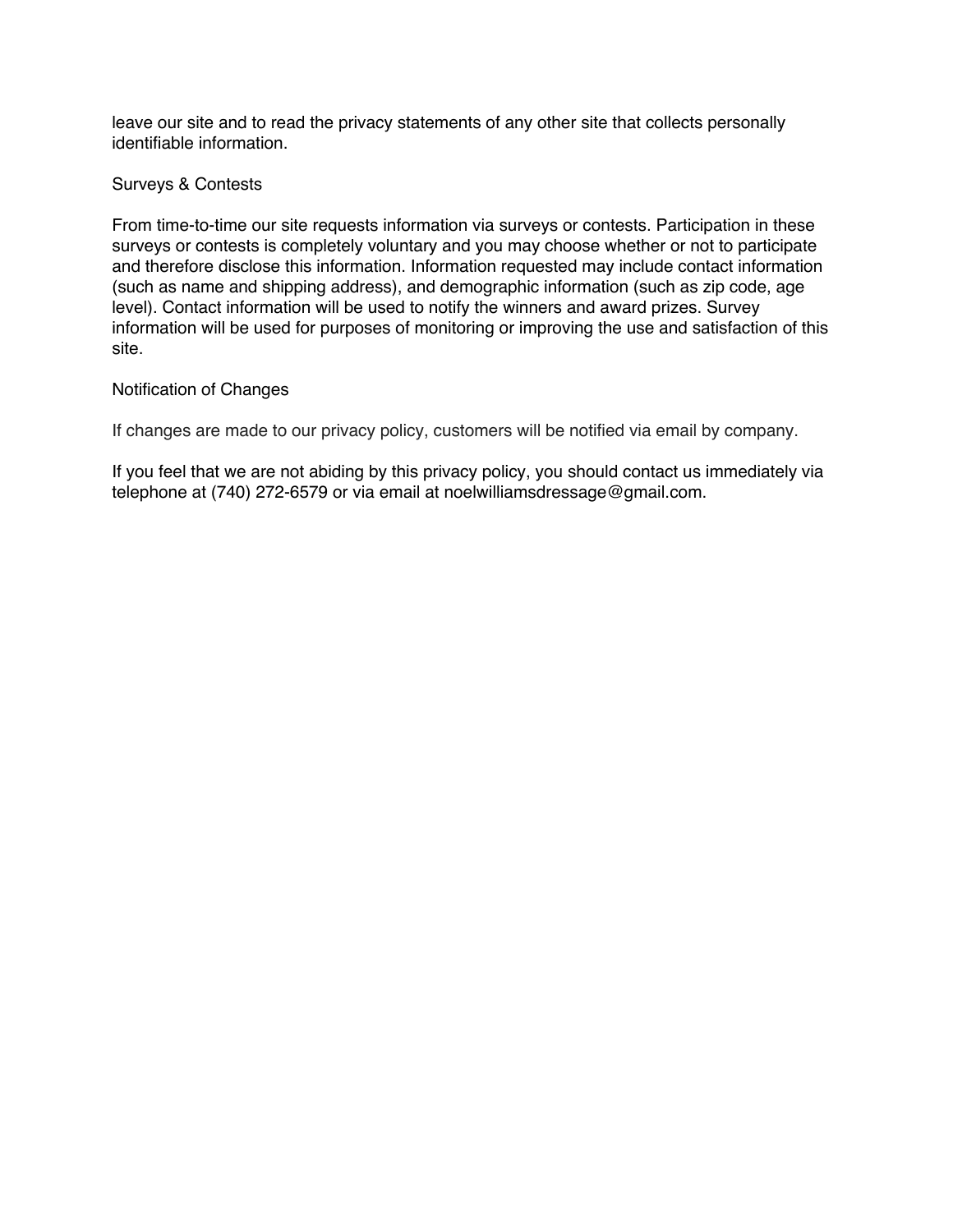leave our site and to read the privacy statements of any other site that collects personally identifiable information.

## Surveys & Contests

From time-to-time our site requests information via surveys or contests. Participation in these surveys or contests is completely voluntary and you may choose whether or not to participate and therefore disclose this information. Information requested may include contact information (such as name and shipping address), and demographic information (such as zip code, age level). Contact information will be used to notify the winners and award prizes. Survey information will be used for purposes of monitoring or improving the use and satisfaction of this site.

## Notification of Changes

If changes are made to our privacy policy, customers will be notified via email by company.

If you feel that we are not abiding by this privacy policy, you should contact us immediately via telephone at (740) 272-6579 or via email at noelwilliamsdressage@gmail.com.